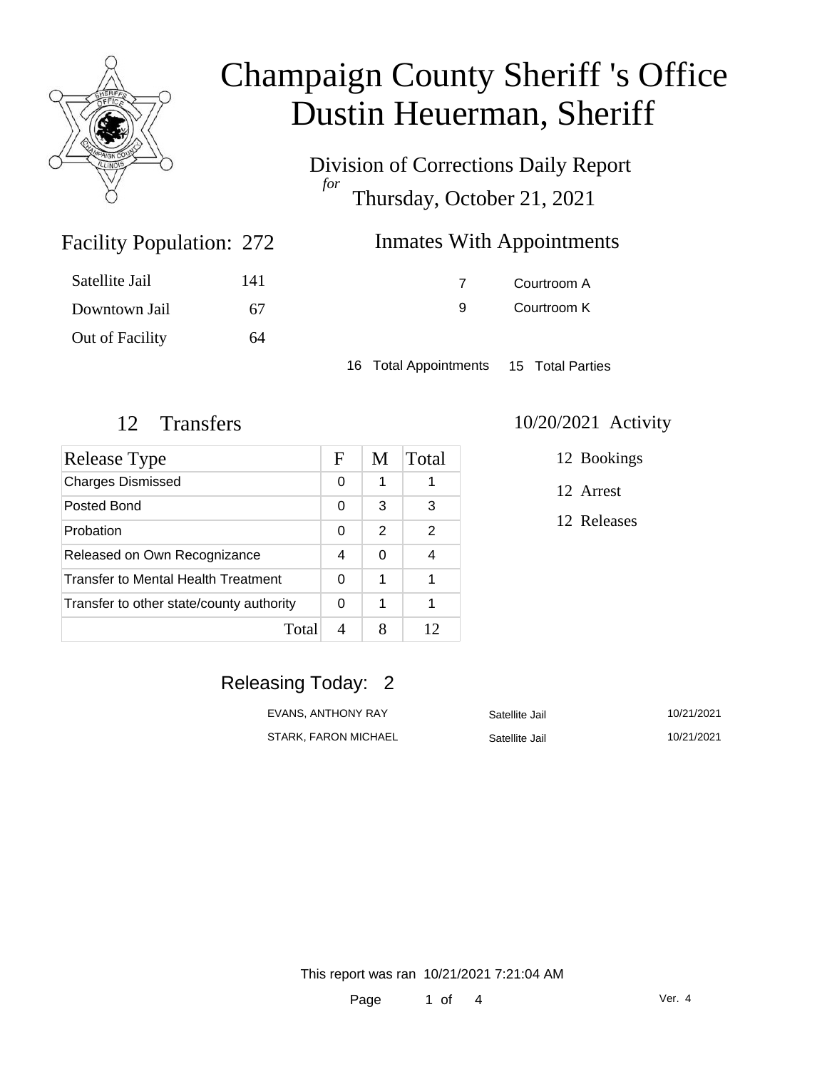# Champaign County Sheriff 's Office
# Dustin Heuerman, Sheriff

Division of Corrections Daily Report
*for*
Thursday, October 21, 2021

## Facility Population: 272

| | |
|---|---|
| Satellite Jail | 141 |
| Downtown Jail | 67 |
| Out of Facility | 64 |

## Inmates With Appointments

| | |
|---|---|
| 7 | Courtroom A |
| 9 | Courtroom K |

16 Total Appointments 15 Total Parties

## 12 Transfers

| Release Type | F | M | Total |
|---|---|---|---|
| Charges Dismissed | 0 | 1 | 1 |
| Posted Bond | 0 | 3 | 3 |
| Probation | 0 | 2 | 2 |
| Released on Own Recognizance | 4 | 0 | 4 |
| Transfer to Mental Health Treatment | 0 | 1 | 1 |
| Transfer to other state/county authority | 0 | 1 | 1 |
| Total | 4 | 8 | 12 |

## 10/20/2021 Activity

12 Bookings

12 Arrest

12 Releases

## Releasing Today: 2

| | | |
|---|---|---|
| EVANS, ANTHONY RAY | Satellite Jail | 10/21/2021 |
| STARK, FARON MICHAEL | Satellite Jail | 10/21/2021 |

This report was ran 10/21/2021 7:21:04 AM

Ver. 4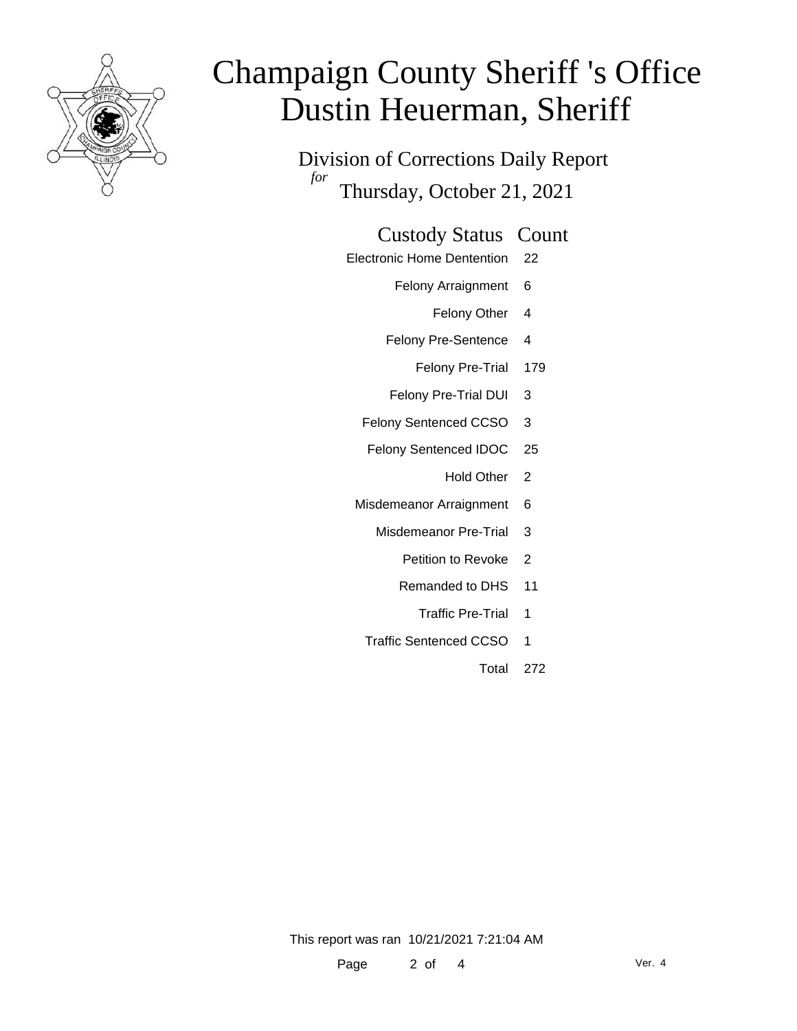# Champaign County Sheriff 's Office
# Dustin Heuerman, Sheriff

Division of Corrections Daily Report

*for* Thursday, October 21, 2021

| Custody Status | Count |
|---|---|
| Electronic Home Dentention | 22 |
| Felony Arraignment | 6 |
| Felony Other | 4 |
| Felony Pre-Sentence | 4 |
| Felony Pre-Trial | 179 |
| Felony Pre-Trial DUI | 3 |
| Felony Sentenced CCSO | 3 |
| Felony Sentenced IDOC | 25 |
| Hold Other | 2 |
| Misdemeanor Arraignment | 6 |
| Misdemeanor Pre-Trial | 3 |
| Petition to Revoke | 2 |
| Remanded to DHS | 11 |
| Traffic Pre-Trial | 1 |
| Traffic Sentenced CCSO | 1 |
| Total | 272 |

This report was ran 10/21/2021 7:21:04 AM

Ver. 4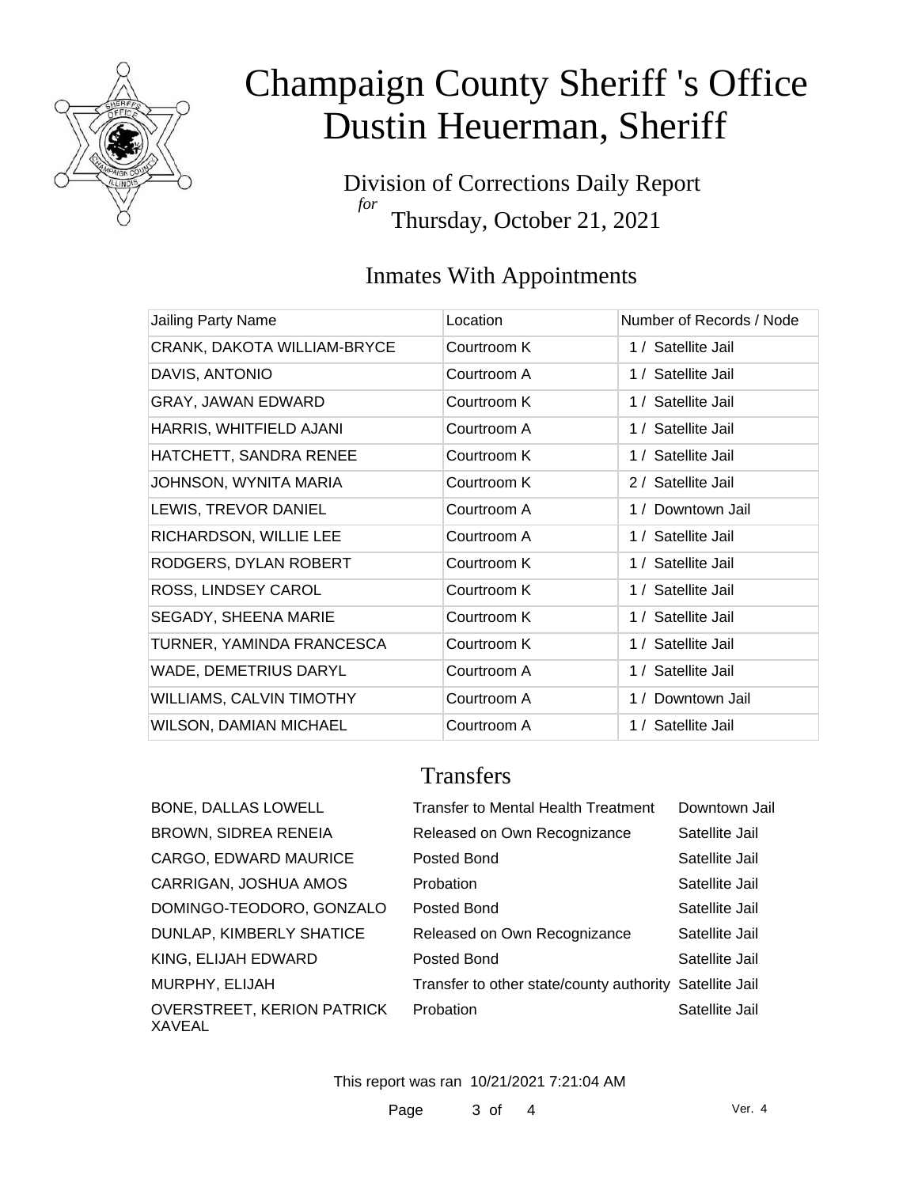# Champaign County Sheriff 's Office
# Dustin Heuerman, Sheriff

Division of Corrections Daily Report
*for*
Thursday, October 21, 2021

## Inmates With Appointments

| Jailing Party Name | Location | Number of Records / Node |
|---|---|---|
| CRANK, DAKOTA WILLIAM-BRYCE | Courtroom K | 1 / Satellite Jail |
| DAVIS, ANTONIO | Courtroom A | 1 / Satellite Jail |
| GRAY, JAWAN EDWARD | Courtroom K | 1 / Satellite Jail |
| HARRIS, WHITFIELD AJANI | Courtroom A | 1 / Satellite Jail |
| HATCHETT, SANDRA RENEE | Courtroom K | 1 / Satellite Jail |
| JOHNSON, WYNITA MARIA | Courtroom K | 2 / Satellite Jail |
| LEWIS, TREVOR DANIEL | Courtroom A | 1 / Downtown Jail |
| RICHARDSON, WILLIE LEE | Courtroom A | 1 / Satellite Jail |
| RODGERS, DYLAN ROBERT | Courtroom K | 1 / Satellite Jail |
| ROSS, LINDSEY CAROL | Courtroom K | 1 / Satellite Jail |
| SEGADY, SHEENA MARIE | Courtroom K | 1 / Satellite Jail |
| TURNER, YAMINDA FRANCESCA | Courtroom K | 1 / Satellite Jail |
| WADE, DEMETRIUS DARYL | Courtroom A | 1 / Satellite Jail |
| WILLIAMS, CALVIN TIMOTHY | Courtroom A | 1 / Downtown Jail |
| WILSON, DAMIAN MICHAEL | Courtroom A | 1 / Satellite Jail |

## Transfers

| | | |
|---|---|---|
| BONE, DALLAS LOWELL | Transfer to Mental Health Treatment | Downtown Jail |
| BROWN, SIDREA RENEIA | Released on Own Recognizance | Satellite Jail |
| CARGO, EDWARD MAURICE | Posted Bond | Satellite Jail |
| CARRIGAN, JOSHUA AMOS | Probation | Satellite Jail |
| DOMINGO-TEODORO, GONZALO | Posted Bond | Satellite Jail |
| DUNLAP, KIMBERLY SHATICE | Released on Own Recognizance | Satellite Jail |
| KING, ELIJAH EDWARD | Posted Bond | Satellite Jail |
| MURPHY, ELIJAH | Transfer to other state/county authority | Satellite Jail |
| OVERSTREET, KERION PATRICK XAVEAL | Probation | Satellite Jail |

This report was ran 10/21/2021 7:21:04 AM

Ver. 4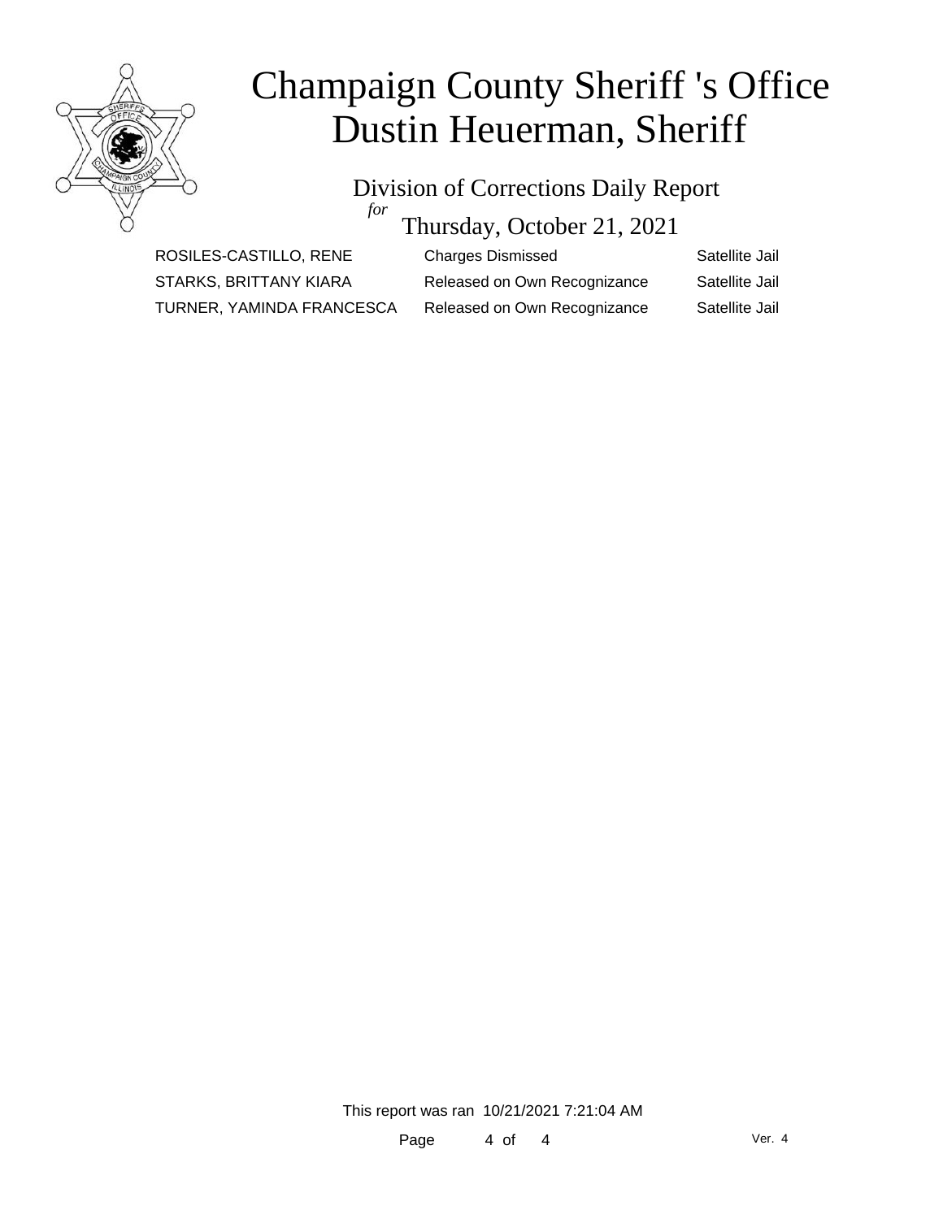# Champaign County Sheriff 's Office
# Dustin Heuerman, Sheriff

## Division of Corrections Daily Report

*for*

## Thursday, October 21, 2021

| | | |
|---|---|---|
| ROSILES-CASTILLO, RENE | Charges Dismissed | Satellite Jail |
| STARKS, BRITTANY KIARA | Released on Own Recognizance | Satellite Jail |
| TURNER, YAMINDA FRANCESCA | Released on Own Recognizance | Satellite Jail |

This report was ran 10/21/2021 7:21:04 AM

Ver. 4